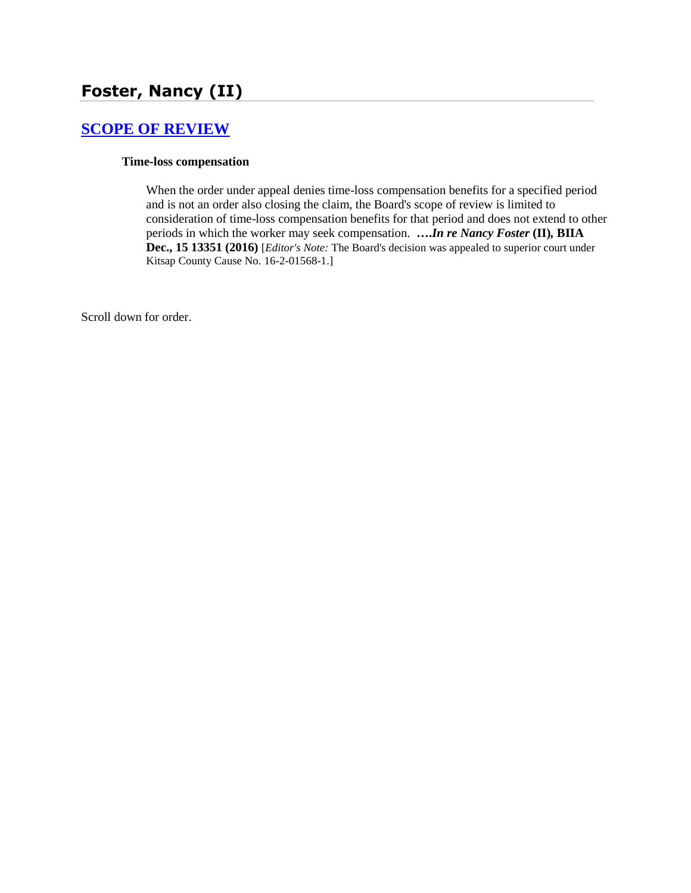# Foster, Nancy (II)

## [SCOPE OF REVIEW]

**Time-loss compensation**

When the order under appeal denies time-loss compensation benefits for a specified period and is not an order also closing the claim, the Board's scope of review is limited to consideration of time-loss compensation benefits for that period and does not extend to other periods in which the worker may seek compensation. ***….In re Nancy Foster* (II), BIIA Dec., 15 13351 (2016)** [*Editor's Note:* The Board's decision was appealed to superior court under Kitsap County Cause No. 16-2-01568-1.]

Scroll down for order.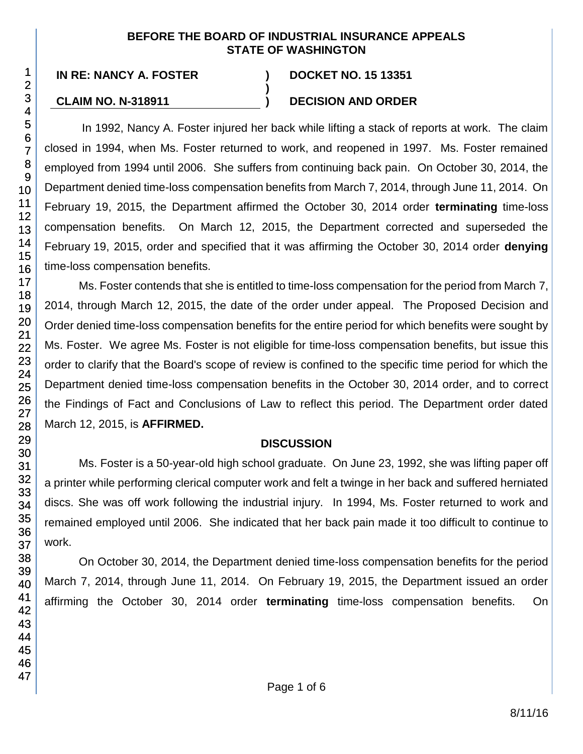**BEFORE THE BOARD OF INDUSTRIAL INSURANCE APPEALS STATE OF WASHINGTON**

| | | |
|---|---|---|
| **IN RE: NANCY A. FOSTER** | **)** | **DOCKET NO. 15 13351** |
| | **)** | |
| **CLAIM NO. N-318911** | **)** | **DECISION AND ORDER** |

In 1992, Nancy A. Foster injured her back while lifting a stack of reports at work. The claim closed in 1994, when Ms. Foster returned to work, and reopened in 1997. Ms. Foster remained employed from 1994 until 2006. She suffers from continuing back pain. On October 30, 2014, the Department denied time-loss compensation benefits from March 7, 2014, through June 11, 2014. On February 19, 2015, the Department affirmed the October 30, 2014 order **terminating** time-loss compensation benefits. On March 12, 2015, the Department corrected and superseded the February 19, 2015, order and specified that it was affirming the October 30, 2014 order **denying** time-loss compensation benefits.

Ms. Foster contends that she is entitled to time-loss compensation for the period from March 7, 2014, through March 12, 2015, the date of the order under appeal. The Proposed Decision and Order denied time-loss compensation benefits for the entire period for which benefits were sought by Ms. Foster. We agree Ms. Foster is not eligible for time-loss compensation benefits, but issue this order to clarify that the Board's scope of review is confined to the specific time period for which the Department denied time-loss compensation benefits in the October 30, 2014 order, and to correct the Findings of Fact and Conclusions of Law to reflect this period. The Department order dated March 12, 2015, is **AFFIRMED.**

## DISCUSSION

Ms. Foster is a 50-year-old high school graduate. On June 23, 1992, she was lifting paper off a printer while performing clerical computer work and felt a twinge in her back and suffered herniated discs. She was off work following the industrial injury. In 1994, Ms. Foster returned to work and remained employed until 2006. She indicated that her back pain made it too difficult to continue to work.

On October 30, 2014, the Department denied time-loss compensation benefits for the period March 7, 2014, through June 11, 2014. On February 19, 2015, the Department issued an order affirming the October 30, 2014 order **terminating** time-loss compensation benefits. On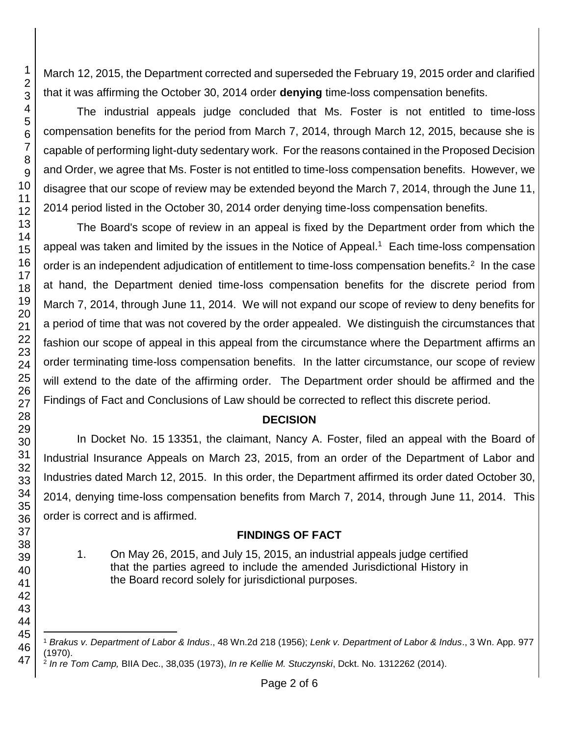March 12, 2015, the Department corrected and superseded the February 19, 2015 order and clarified that it was affirming the October 30, 2014 order **denying** time-loss compensation benefits.

The industrial appeals judge concluded that Ms. Foster is not entitled to time-loss compensation benefits for the period from March 7, 2014, through March 12, 2015, because she is capable of performing light-duty sedentary work. For the reasons contained in the Proposed Decision and Order, we agree that Ms. Foster is not entitled to time-loss compensation benefits. However, we disagree that our scope of review may be extended beyond the March 7, 2014, through the June 11, 2014 period listed in the October 30, 2014 order denying time-loss compensation benefits.

The Board's scope of review in an appeal is fixed by the Department order from which the appeal was taken and limited by the issues in the Notice of Appeal.[1] Each time-loss compensation order is an independent adjudication of entitlement to time-loss compensation benefits.[2] In the case at hand, the Department denied time-loss compensation benefits for the discrete period from March 7, 2014, through June 11, 2014. We will not expand our scope of review to deny benefits for a period of time that was not covered by the order appealed. We distinguish the circumstances that fashion our scope of appeal in this appeal from the circumstance where the Department affirms an order terminating time-loss compensation benefits. In the latter circumstance, our scope of review will extend to the date of the affirming order. The Department order should be affirmed and the Findings of Fact and Conclusions of Law should be corrected to reflect this discrete period.

## DECISION

In Docket No. 15 13351, the claimant, Nancy A. Foster, filed an appeal with the Board of Industrial Insurance Appeals on March 23, 2015, from an order of the Department of Labor and Industries dated March 12, 2015. In this order, the Department affirmed its order dated October 30, 2014, denying time-loss compensation benefits from March 7, 2014, through June 11, 2014. This order is correct and is affirmed.

## FINDINGS OF FACT

1. On May 26, 2015, and July 15, 2015, an industrial appeals judge certified that the parties agreed to include the amended Jurisdictional History in the Board record solely for jurisdictional purposes.

---

[1] *Brakus v. Department of Labor & Indus*., 48 Wn.2d 218 (1956); *Lenk v. Department of Labor & Indus*., 3 Wn. App. 977 (1970).

[2] *In re Tom Camp,* BIIA Dec., 38,035 (1973), *In re Kellie M. Stuczynski*, Dckt. No. 1312262 (2014).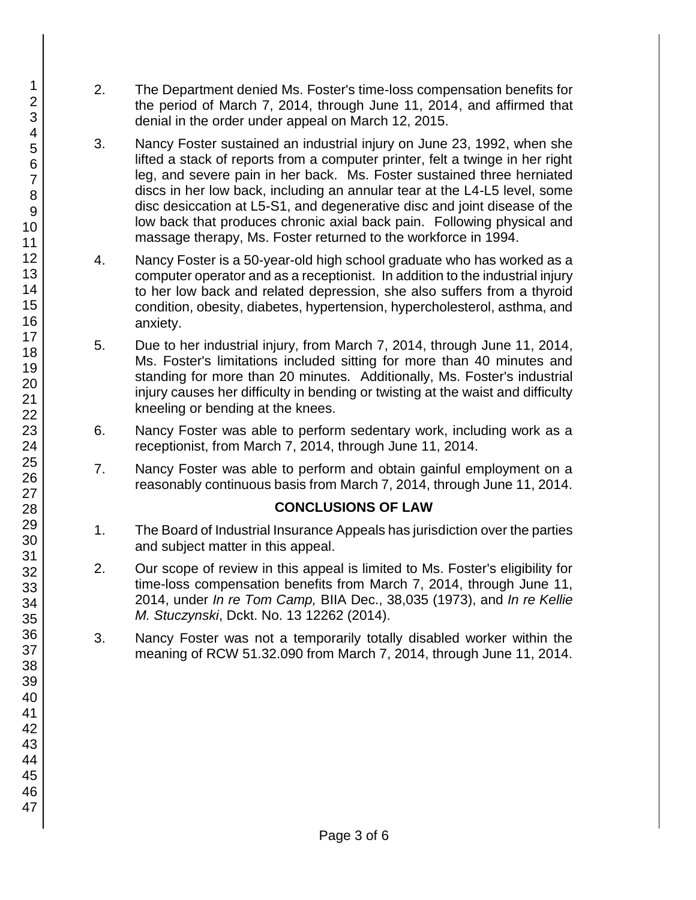2. The Department denied Ms. Foster's time-loss compensation benefits for the period of March 7, 2014, through June 11, 2014, and affirmed that denial in the order under appeal on March 12, 2015.

3. Nancy Foster sustained an industrial injury on June 23, 1992, when she lifted a stack of reports from a computer printer, felt a twinge in her right leg, and severe pain in her back. Ms. Foster sustained three herniated discs in her low back, including an annular tear at the L4-L5 level, some disc desiccation at L5-S1, and degenerative disc and joint disease of the low back that produces chronic axial back pain. Following physical and massage therapy, Ms. Foster returned to the workforce in 1994.

4. Nancy Foster is a 50-year-old high school graduate who has worked as a computer operator and as a receptionist. In addition to the industrial injury to her low back and related depression, she also suffers from a thyroid condition, obesity, diabetes, hypertension, hypercholesterol, asthma, and anxiety.

5. Due to her industrial injury, from March 7, 2014, through June 11, 2014, Ms. Foster's limitations included sitting for more than 40 minutes and standing for more than 20 minutes. Additionally, Ms. Foster's industrial injury causes her difficulty in bending or twisting at the waist and difficulty kneeling or bending at the knees.

6. Nancy Foster was able to perform sedentary work, including work as a receptionist, from March 7, 2014, through June 11, 2014.

7. Nancy Foster was able to perform and obtain gainful employment on a reasonably continuous basis from March 7, 2014, through June 11, 2014.

## CONCLUSIONS OF LAW

1. The Board of Industrial Insurance Appeals has jurisdiction over the parties and subject matter in this appeal.

2. Our scope of review in this appeal is limited to Ms. Foster's eligibility for time-loss compensation benefits from March 7, 2014, through June 11, 2014, under *In re Tom Camp,* BIIA Dec., 38,035 (1973), and *In re Kellie M. Stuczynski*, Dckt. No. 13 12262 (2014).

3. Nancy Foster was not a temporarily totally disabled worker within the meaning of RCW 51.32.090 from March 7, 2014, through June 11, 2014.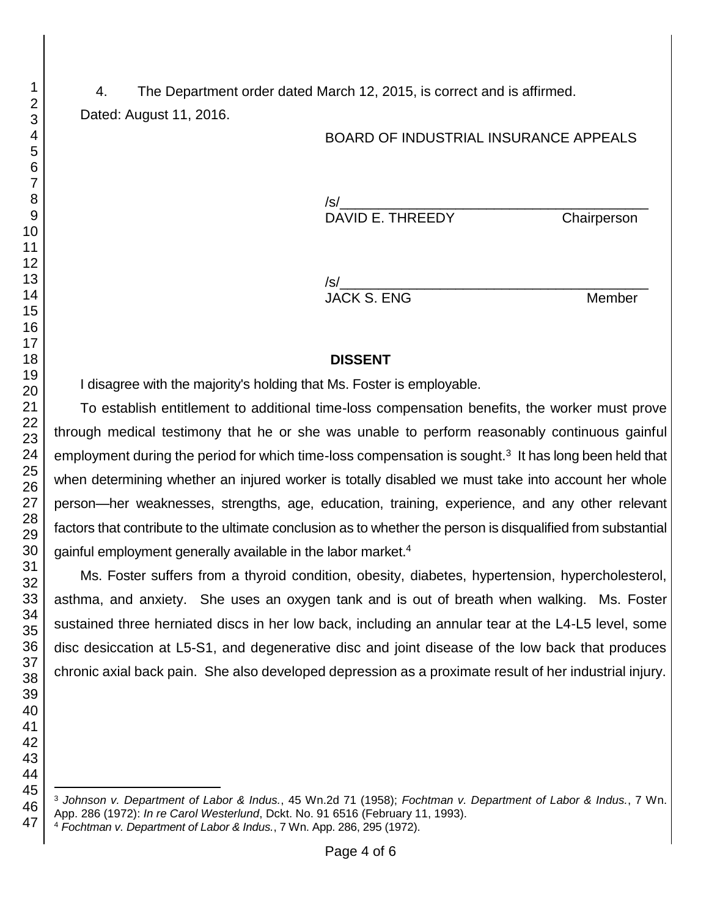4. The Department order dated March 12, 2015, is correct and is affirmed.

Dated: August 11, 2016.

BOARD OF INDUSTRIAL INSURANCE APPEALS

/s/\_\_\_\_\_\_\_\_\_\_\_\_\_\_\_\_\_\_\_\_\_\_\_\_\_\_\_\_\_\_\_\_\_\_\_\_\_\_\_\_
DAVID E. THREEDY Chairperson

/s/\_\_\_\_\_\_\_\_\_\_\_\_\_\_\_\_\_\_\_\_\_\_\_\_\_\_\_\_\_\_\_\_\_\_\_\_\_\_\_\_
JACK S. ENG Member

**DISSENT**

I disagree with the majority's holding that Ms. Foster is employable.

To establish entitlement to additional time-loss compensation benefits, the worker must prove through medical testimony that he or she was unable to perform reasonably continuous gainful employment during the period for which time-loss compensation is sought.[3] It has long been held that when determining whether an injured worker is totally disabled we must take into account her whole person—her weaknesses, strengths, age, education, training, experience, and any other relevant factors that contribute to the ultimate conclusion as to whether the person is disqualified from substantial gainful employment generally available in the labor market.[4]

Ms. Foster suffers from a thyroid condition, obesity, diabetes, hypertension, hypercholesterol, asthma, and anxiety. She uses an oxygen tank and is out of breath when walking. Ms. Foster sustained three herniated discs in her low back, including an annular tear at the L4-L5 level, some disc desiccation at L5-S1, and degenerative disc and joint disease of the low back that produces chronic axial back pain. She also developed depression as a proximate result of her industrial injury.

---

[3] *Johnson v. Department of Labor & Indus.*, 45 Wn.2d 71 (1958); *Fochtman v. Department of Labor & Indus.*, 7 Wn. App. 286 (1972): *In re Carol Westerlund*, Dckt. No. 91 6516 (February 11, 1993).

[4] *Fochtman v. Department of Labor & Indus.*, 7 Wn. App. 286, 295 (1972).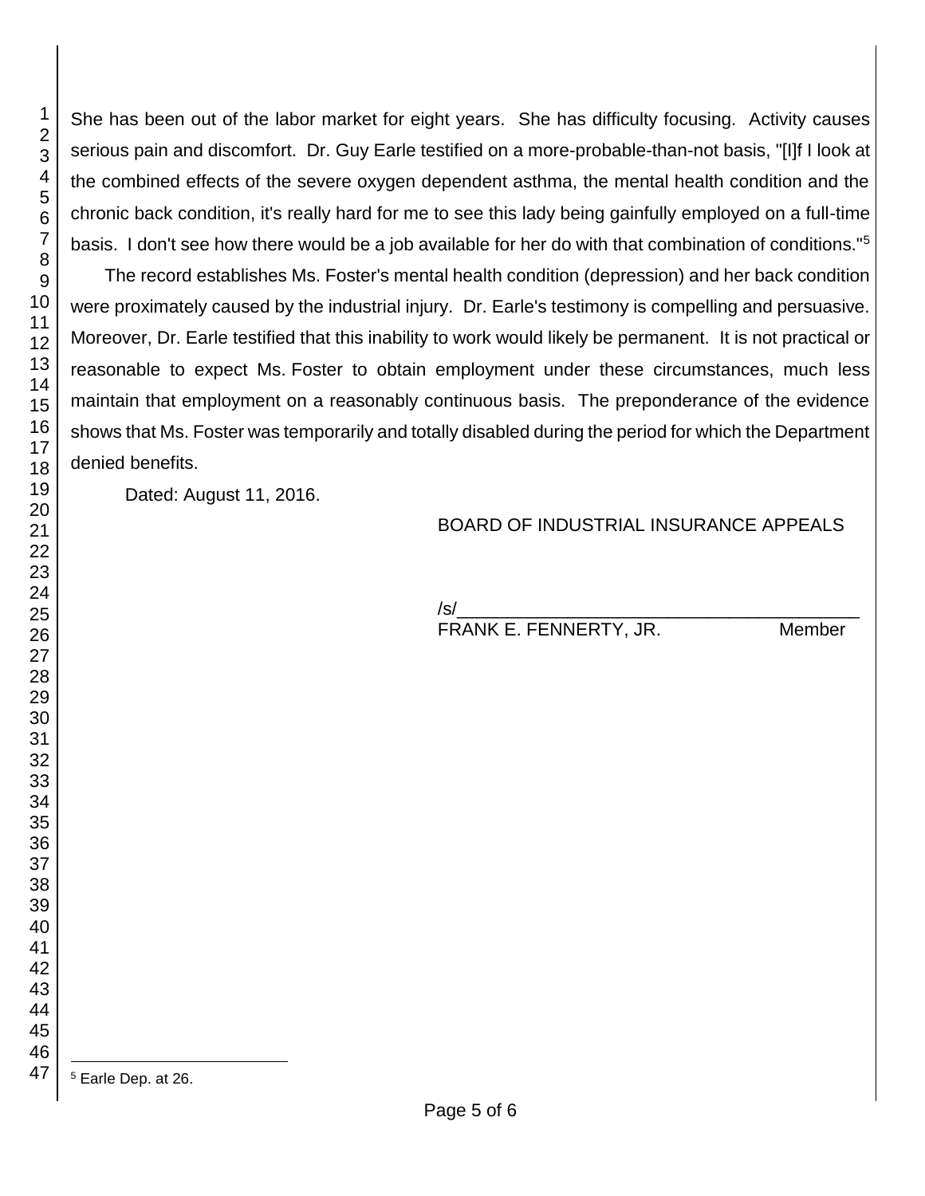She has been out of the labor market for eight years. She has difficulty focusing. Activity causes serious pain and discomfort. Dr. Guy Earle testified on a more-probable-than-not basis, "[I]f I look at the combined effects of the severe oxygen dependent asthma, the mental health condition and the chronic back condition, it's really hard for me to see this lady being gainfully employed on a full-time basis. I don't see how there would be a job available for her do with that combination of conditions."[5]

The record establishes Ms. Foster's mental health condition (depression) and her back condition were proximately caused by the industrial injury. Dr. Earle's testimony is compelling and persuasive. Moreover, Dr. Earle testified that this inability to work would likely be permanent. It is not practical or reasonable to expect Ms. Foster to obtain employment under these circumstances, much less maintain that employment on a reasonably continuous basis. The preponderance of the evidence shows that Ms. Foster was temporarily and totally disabled during the period for which the Department denied benefits.

Dated: August 11, 2016.

BOARD OF INDUSTRIAL INSURANCE APPEALS

/s/\_\_\_\_\_\_\_\_\_\_\_\_\_\_\_\_\_\_\_\_\_\_\_\_\_\_\_\_\_\_\_\_\_\_\_\_\_\_\_\_

FRANK E. FENNERTY, JR. Member

---

[5] Earle Dep. at 26.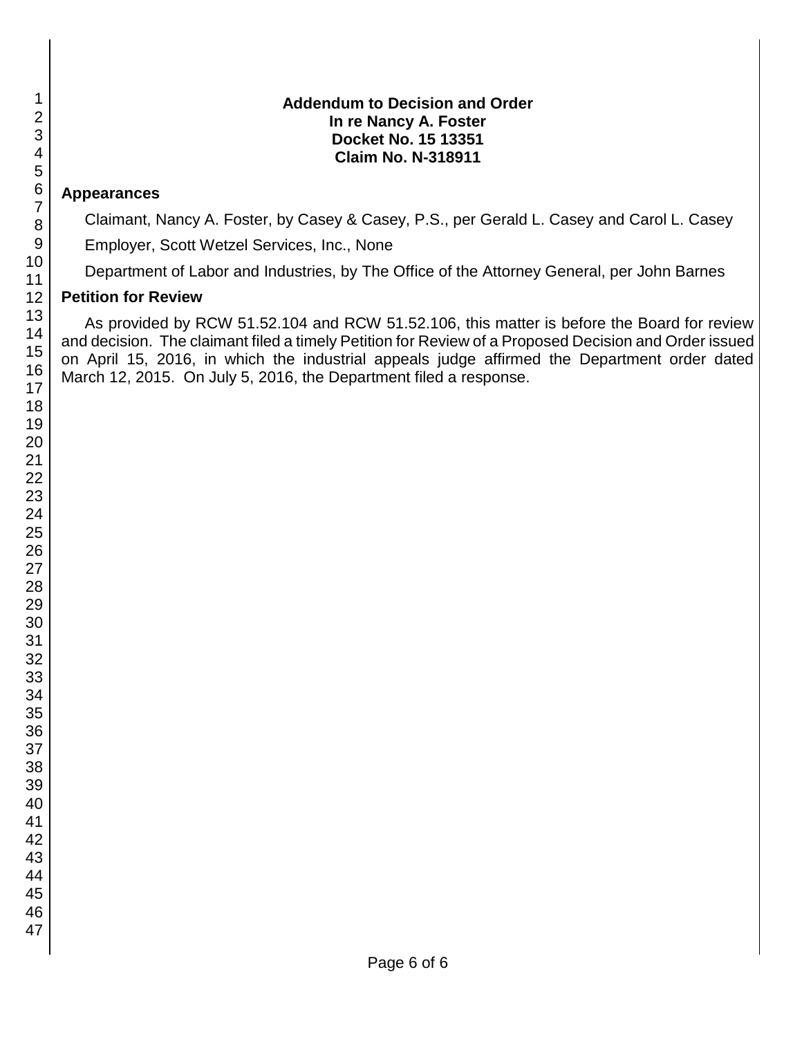**Addendum to Decision and Order**
**In re Nancy A. Foster**
**Docket No. 15 13351**
**Claim No. N-318911**

## Appearances

Claimant, Nancy A. Foster, by Casey & Casey, P.S., per Gerald L. Casey and Carol L. Casey

Employer, Scott Wetzel Services, Inc., None

Department of Labor and Industries, by The Office of the Attorney General, per John Barnes

## Petition for Review

As provided by RCW 51.52.104 and RCW 51.52.106, this matter is before the Board for review and decision. The claimant filed a timely Petition for Review of a Proposed Decision and Order issued on April 15, 2016, in which the industrial appeals judge affirmed the Department order dated March 12, 2015. On July 5, 2016, the Department filed a response.